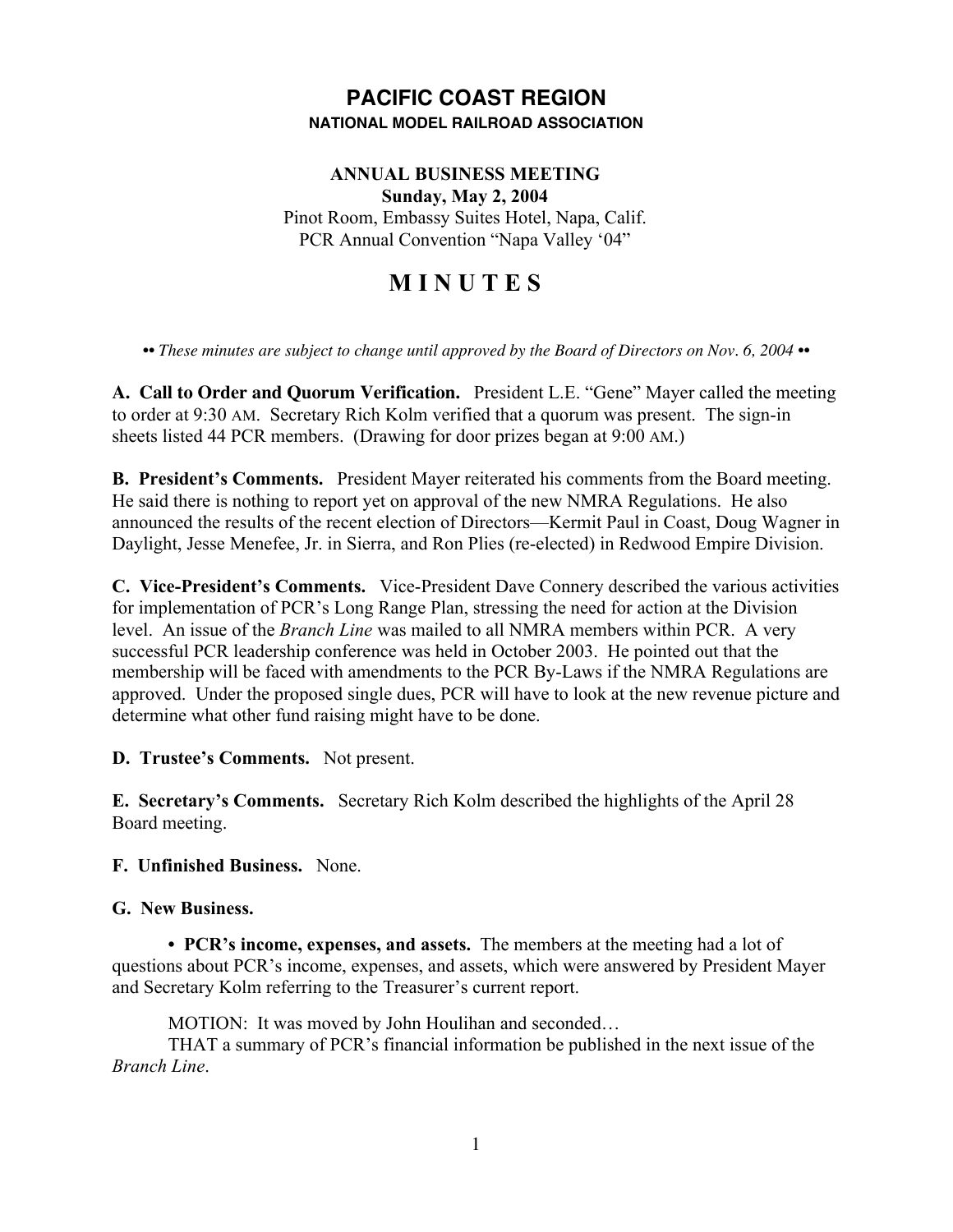# PACIFIC COAST REGION

**NATIONAL MODEL RAILROAD ASSOCIATION**

**ANNUAL BUSINESS MEETING**
**Sunday, May 2, 2004**
Pinot Room, Embassy Suites Hotel, Napa, Calif.
PCR Annual Convention "Napa Valley '04"

# M I N U T E S

*•• These minutes are subject to change until approved by the Board of Directors on Nov. 6, 2004 ••*

**A. Call to Order and Quorum Verification.** President L.E. "Gene" Mayer called the meeting to order at 9:30 AM. Secretary Rich Kolm verified that a quorum was present. The sign-in sheets listed 44 PCR members. (Drawing for door prizes began at 9:00 AM.)

**B. President's Comments.** President Mayer reiterated his comments from the Board meeting. He said there is nothing to report yet on approval of the new NMRA Regulations. He also announced the results of the recent election of Directors—Kermit Paul in Coast, Doug Wagner in Daylight, Jesse Menefee, Jr. in Sierra, and Ron Plies (re-elected) in Redwood Empire Division.

**C. Vice-President's Comments.** Vice-President Dave Connery described the various activities for implementation of PCR's Long Range Plan, stressing the need for action at the Division level. An issue of the *Branch Line* was mailed to all NMRA members within PCR. A very successful PCR leadership conference was held in October 2003. He pointed out that the membership will be faced with amendments to the PCR By-Laws if the NMRA Regulations are approved. Under the proposed single dues, PCR will have to look at the new revenue picture and determine what other fund raising might have to be done.

**D. Trustee's Comments.** Not present.

**E. Secretary's Comments.** Secretary Rich Kolm described the highlights of the April 28 Board meeting.

**F. Unfinished Business.** None.

**G. New Business.**

**• PCR's income, expenses, and assets.** The members at the meeting had a lot of questions about PCR's income, expenses, and assets, which were answered by President Mayer and Secretary Kolm referring to the Treasurer's current report.

MOTION: It was moved by John Houlihan and seconded…
THAT a summary of PCR's financial information be published in the next issue of the *Branch Line*.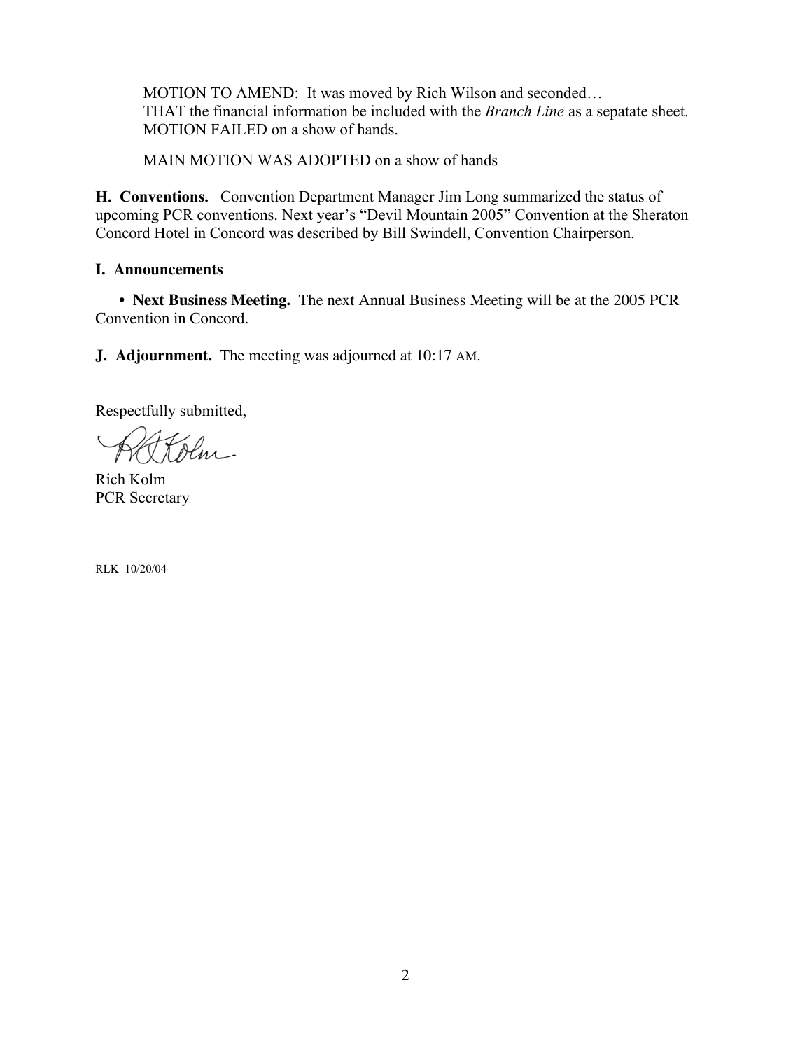MOTION TO AMEND: It was moved by Rich Wilson and seconded…
THAT the financial information be included with the *Branch Line* as a sepatate sheet.
MOTION FAILED on a show of hands.

MAIN MOTION WAS ADOPTED on a show of hands

**H. Conventions.** Convention Department Manager Jim Long summarized the status of upcoming PCR conventions. Next year's "Devil Mountain 2005" Convention at the Sheraton Concord Hotel in Concord was described by Bill Swindell, Convention Chairperson.

**I. Announcements**

- **Next Business Meeting.** The next Annual Business Meeting will be at the 2005 PCR Convention in Concord.

**J. Adjournment.** The meeting was adjourned at 10:17 AM.

Respectfully submitted,

Rich Kolm
PCR Secretary

RLK 10/20/04